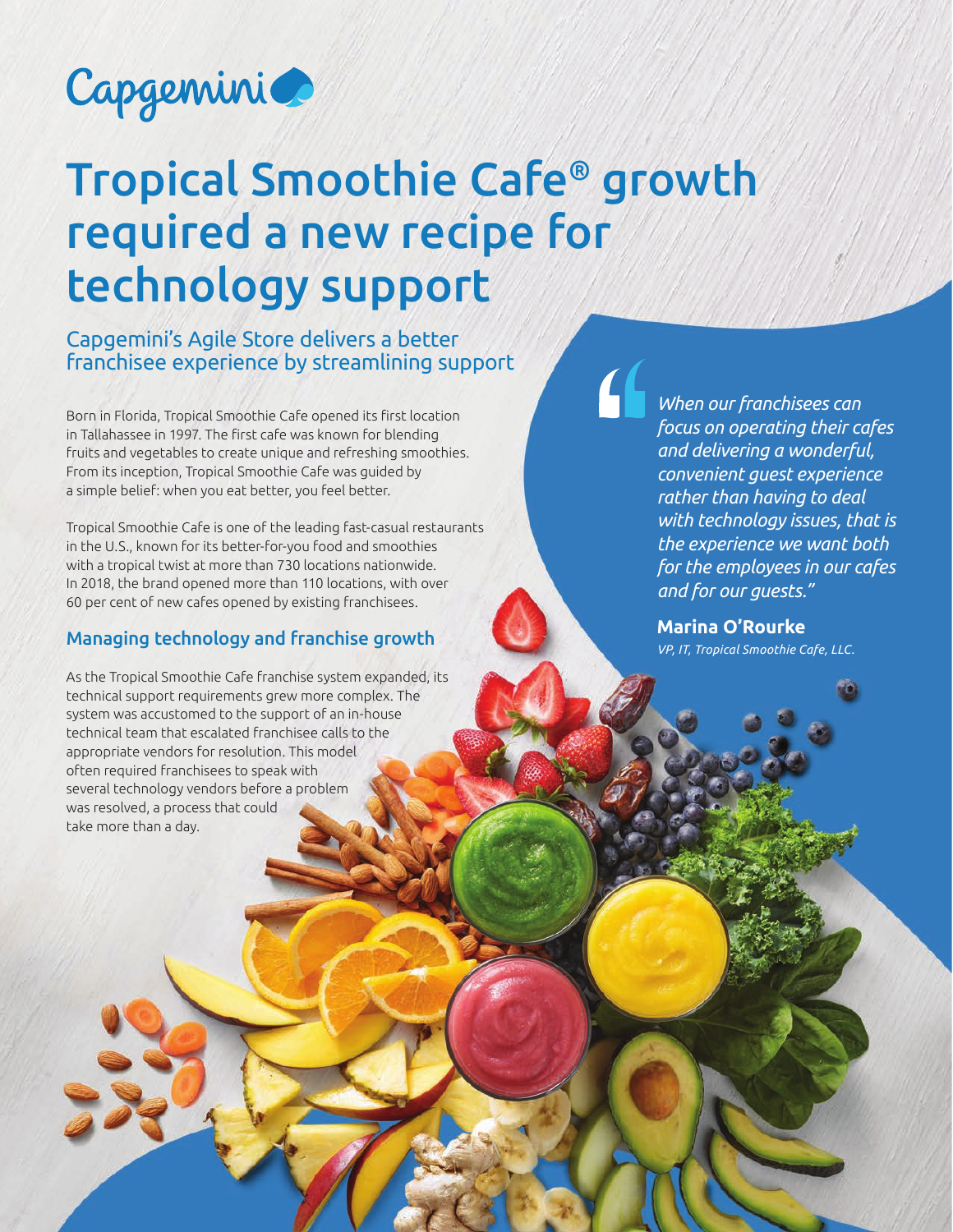Capgemini

# Tropical Smoothie Cafe® growth required a new recipe for technology support

## Capgemini's Agile Store delivers a better franchisee experience by streamlining support

Born in Florida, Tropical Smoothie Cafe opened its first location in Tallahassee in 1997. The first cafe was known for blending fruits and vegetables to create unique and refreshing smoothies. From its inception, Tropical Smoothie Cafe was guided by a simple belief: when you eat better, you feel better.

Tropical Smoothie Cafe is one of the leading fast-casual restaurants in the U.S., known for its better-for-you food and smoothies with a tropical twist at more than 730 locations nationwide. In 2018, the brand opened more than 110 locations, with over 60 per cent of new cafes opened by existing franchisees.

### Managing technology and franchise growth

As the Tropical Smoothie Cafe franchise system expanded, its technical support requirements grew more complex. The system was accustomed to the support of an in-house technical team that escalated franchisee calls to the appropriate vendors for resolution. This model often required franchisees to speak with several technology vendors before a problem was resolved, a process that could take more than a day.

> *"When our franchisees can focus on operating their cafes and delivering a wonderful, convenient guest experience rather than having to deal with technology issues, that is the experience we want both for the employees in our cafes and for our guests."*
>
> **Marina O'Rourke**
> *VP, IT, Tropical Smoothie Cafe, LLC.*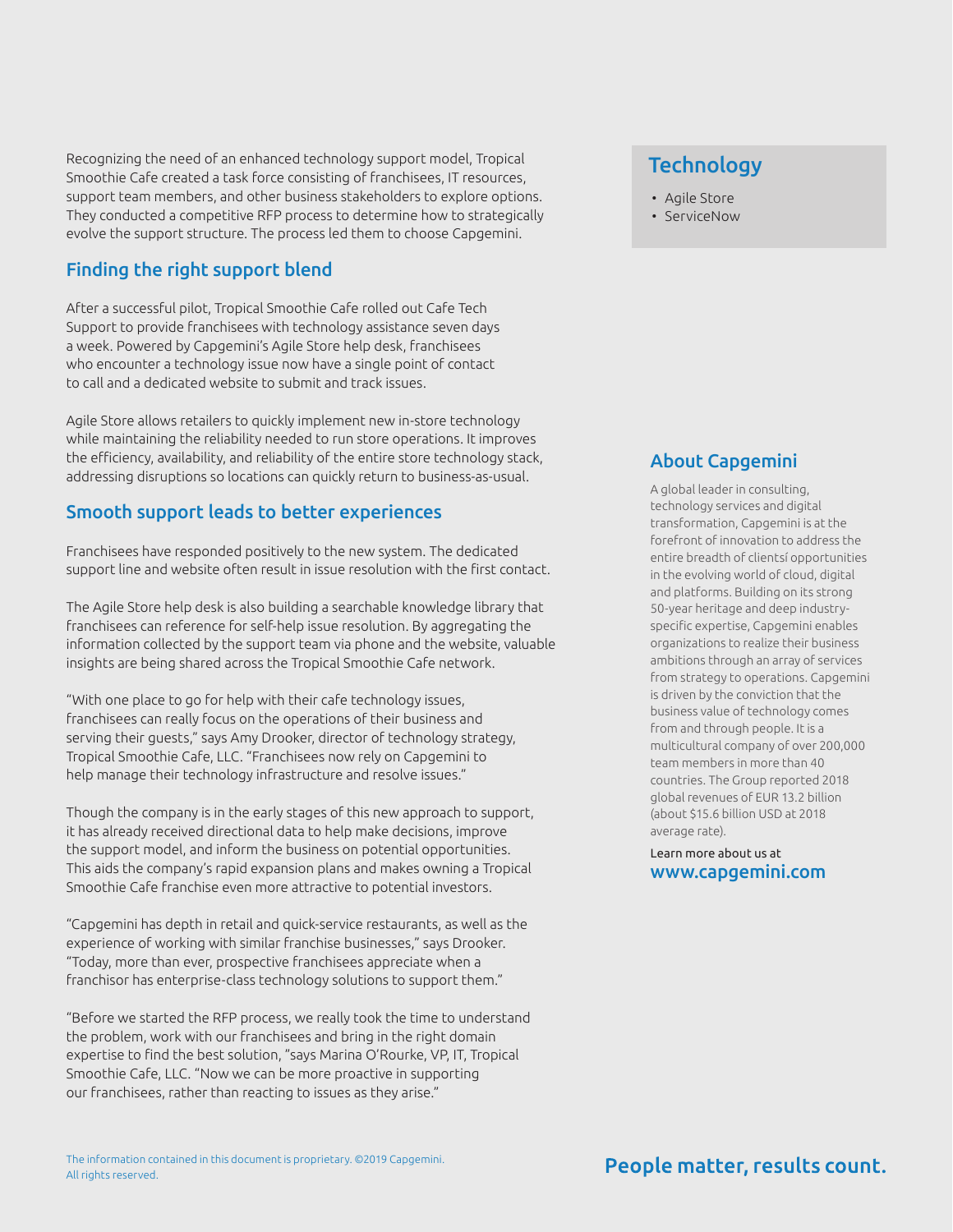Recognizing the need of an enhanced technology support model, Tropical Smoothie Cafe created a task force consisting of franchisees, IT resources, support team members, and other business stakeholders to explore options. They conducted a competitive RFP process to determine how to strategically evolve the support structure. The process led them to choose Capgemini.

## Finding the right support blend

After a successful pilot, Tropical Smoothie Cafe rolled out Cafe Tech Support to provide franchisees with technology assistance seven days a week. Powered by Capgemini's Agile Store help desk, franchisees who encounter a technology issue now have a single point of contact to call and a dedicated website to submit and track issues.

Agile Store allows retailers to quickly implement new in-store technology while maintaining the reliability needed to run store operations. It improves the efficiency, availability, and reliability of the entire store technology stack, addressing disruptions so locations can quickly return to business-as-usual.

## Smooth support leads to better experiences

Franchisees have responded positively to the new system. The dedicated support line and website often result in issue resolution with the first contact.

The Agile Store help desk is also building a searchable knowledge library that franchisees can reference for self-help issue resolution. By aggregating the information collected by the support team via phone and the website, valuable insights are being shared across the Tropical Smoothie Cafe network.

"With one place to go for help with their cafe technology issues, franchisees can really focus on the operations of their business and serving their guests," says Amy Drooker, director of technology strategy, Tropical Smoothie Cafe, LLC. "Franchisees now rely on Capgemini to help manage their technology infrastructure and resolve issues."

Though the company is in the early stages of this new approach to support, it has already received directional data to help make decisions, improve the support model, and inform the business on potential opportunities. This aids the company's rapid expansion plans and makes owning a Tropical Smoothie Cafe franchise even more attractive to potential investors.

"Capgemini has depth in retail and quick-service restaurants, as well as the experience of working with similar franchise businesses," says Drooker. "Today, more than ever, prospective franchisees appreciate when a franchisor has enterprise-class technology solutions to support them."

"Before we started the RFP process, we really took the time to understand the problem, work with our franchisees and bring in the right domain expertise to find the best solution, "says Marina O'Rourke, VP, IT, Tropical Smoothie Cafe, LLC. "Now we can be more proactive in supporting our franchisees, rather than reacting to issues as they arise."

## Technology

- Agile Store
- ServiceNow

## About Capgemini

A global leader in consulting, technology services and digital transformation, Capgemini is at the forefront of innovation to address the entire breadth of clientsí opportunities in the evolving world of cloud, digital and platforms. Building on its strong 50-year heritage and deep industry-specific expertise, Capgemini enables organizations to realize their business ambitions through an array of services from strategy to operations. Capgemini is driven by the conviction that the business value of technology comes from and through people. It is a multicultural company of over 200,000 team members in more than 40 countries. The Group reported 2018 global revenues of EUR 13.2 billion (about $15.6 billion USD at 2018 average rate).

Learn more about us at

**www.capgemini.com**

The information contained in this document is proprietary. ©2019 Capgemini. All rights reserved.

**People matter, results count.**